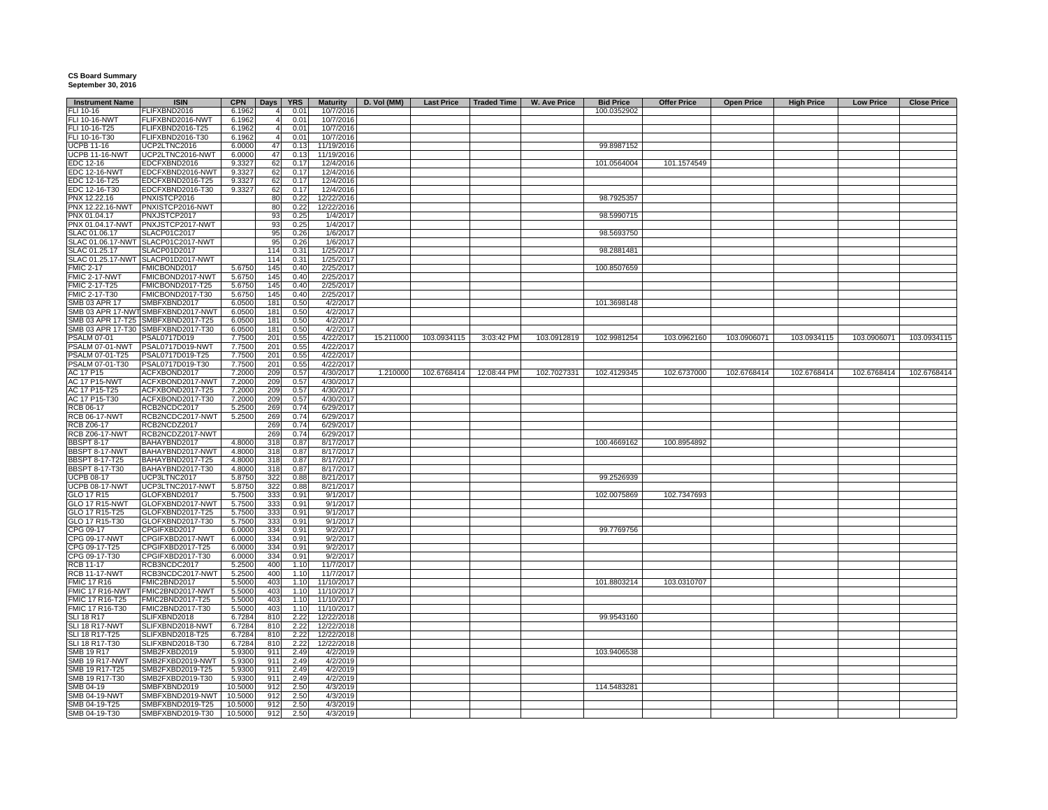**CS Board Summary**
**September 30, 2016**

| Instrument Name | ISIN | CPN | Days | YRS | Maturity | D. Vol (MM) | Last Price | Traded Time | W. Ave Price | Bid Price | Offer Price | Open Price | High Price | Low Price | Close Price |
|---|---|---|---|---|---|---|---|---|---|---|---|---|---|---|---|
| FLI 10-16 | FLIFXBND2016 | 6.1962 | 4 | 0.01 | 10/7/2016 | | | | | 100.0352902 | | | | | |
| FLI 10-16-NWT | FLIFXBND2016-NWT | 6.1962 | 4 | 0.01 | 10/7/2016 | | | | | | | | | | |
| FLI 10-16-T25 | FLIFXBND2016-T25 | 6.1962 | 4 | 0.01 | 10/7/2016 | | | | | | | | | | |
| FLI 10-16-T30 | FLIFXBND2016-T30 | 6.1962 | 4 | 0.01 | 10/7/2016 | | | | | | | | | | |
| UCPB 11-16 | UCP2LTNC2016 | 6.0000 | 47 | 0.13 | 11/19/2016 | | | | | 99.8987152 | | | | | |
| UCPB 11-16-NWT | UCP2LTNC2016-NWT | 6.0000 | 47 | 0.13 | 11/19/2016 | | | | | | | | | | |
| EDC 12-16 | EDCFXBND2016 | 9.3327 | 62 | 0.17 | 12/4/2016 | | | | | 101.0564004 | 101.1574549 | | | | |
| EDC 12-16-NWT | EDCFXBND2016-NWT | 9.3327 | 62 | 0.17 | 12/4/2016 | | | | | | | | | | |
| EDC 12-16-T25 | EDCFXBND2016-T25 | 9.3327 | 62 | 0.17 | 12/4/2016 | | | | | | | | | | |
| EDC 12-16-T30 | EDCFXBND2016-T30 | 9.3327 | 62 | 0.17 | 12/4/2016 | | | | | | | | | | |
| PNX 12.22.16 | PNXISTCP2016 | | 80 | 0.22 | 12/22/2016 | | | | | 98.7925357 | | | | | |
| PNX 12.22.16-NWT | PNXISTCP2016-NWT | | 80 | 0.22 | 12/22/2016 | | | | | | | | | | |
| PNX 01.04.17 | PNXJSTCP2017 | | 93 | 0.25 | 1/4/2017 | | | | | 98.5990715 | | | | | |
| PNX 01.04.17-NWT | PNXJSTCP2017-NWT | | 93 | 0.25 | 1/4/2017 | | | | | | | | | | |
| SLAC 01.06.17 | SLACP01C2017 | | 95 | 0.26 | 1/6/2017 | | | | | 98.5693750 | | | | | |
| SLAC 01.06.17-NWT | SLACP01C2017-NWT | | 95 | 0.26 | 1/6/2017 | | | | | | | | | | |
| SLAC 01.25.17 | SLACP01D2017 | | 114 | 0.31 | 1/25/2017 | | | | | 98.2881481 | | | | | |
| SLAC 01.25.17-NWT | SLACP01D2017-NWT | | 114 | 0.31 | 1/25/2017 | | | | | | | | | | |
| FMIC 2-17 | FMICBOND2017 | 5.6750 | 145 | 0.40 | 2/25/2017 | | | | | 100.8507659 | | | | | |
| FMIC 2-17-NWT | FMICBOND2017-NWT | 5.6750 | 145 | 0.40 | 2/25/2017 | | | | | | | | | | |
| FMIC 2-17-T25 | FMICBOND2017-T25 | 5.6750 | 145 | 0.40 | 2/25/2017 | | | | | | | | | | |
| FMIC 2-17-T30 | FMICBOND2017-T30 | 5.6750 | 145 | 0.40 | 2/25/2017 | | | | | | | | | | |
| SMB 03 APR 17 | SMBFXBND2017 | 6.0500 | 181 | 0.50 | 4/2/2017 | | | | | 101.3698148 | | | | | |
| SMB 03 APR 17-NWT | SMBFXBND2017-NWT | 6.0500 | 181 | 0.50 | 4/2/2017 | | | | | | | | | | |
| SMB 03 APR 17-T25 | SMBFXBND2017-T25 | 6.0500 | 181 | 0.50 | 4/2/2017 | | | | | | | | | | |
| SMB 03 APR 17-T30 | SMBFXBND2017-T30 | 6.0500 | 181 | 0.50 | 4/2/2017 | | | | | | | | | | |
| PSALM 07-01 | PSAL0717D019 | 7.7500 | 201 | 0.55 | 4/22/2017 | 15.211000 | 103.0934115 | 3:03:42 PM | 103.0912819 | 102.9981254 | 103.0962160 | 103.0906071 | 103.0934115 | 103.0906071 | 103.0934115 |
| PSALM 07-01-NWT | PSAL0717D019-NWT | 7.7500 | 201 | 0.55 | 4/22/2017 | | | | | | | | | | |
| PSALM 07-01-T25 | PSAL0717D019-T25 | 7.7500 | 201 | 0.55 | 4/22/2017 | | | | | | | | | | |
| PSALM 07-01-T30 | PSAL0717D019-T30 | 7.7500 | 201 | 0.55 | 4/22/2017 | | | | | | | | | | |
| AC 17 P15 | ACFXBOND2017 | 7.2000 | 209 | 0.57 | 4/30/2017 | 1.210000 | 102.6768414 | 12:08:44 PM | 102.7027331 | 102.4129345 | 102.6737000 | 102.6768414 | 102.6768414 | 102.6768414 | 102.6768414 |
| AC 17 P15-NWT | ACFXBOND2017-NWT | 7.2000 | 209 | 0.57 | 4/30/2017 | | | | | | | | | | |
| AC 17 P15-T25 | ACFXBOND2017-T25 | 7.2000 | 209 | 0.57 | 4/30/2017 | | | | | | | | | | |
| AC 17 P15-T30 | ACFXBOND2017-T30 | 7.2000 | 209 | 0.57 | 4/30/2017 | | | | | | | | | | |
| RCB 06-17 | RCB2NCDC2017 | 5.2500 | 269 | 0.74 | 6/29/2017 | | | | | | | | | | |
| RCB 06-17-NWT | RCB2NCDC2017-NWT | 5.2500 | 269 | 0.74 | 6/29/2017 | | | | | | | | | | |
| RCB Z06-17 | RCB2NCDZ2017 | | 269 | 0.74 | 6/29/2017 | | | | | | | | | | |
| RCB Z06-17-NWT | RCB2NCDZ2017-NWT | | 269 | 0.74 | 6/29/2017 | | | | | | | | | | |
| BBSPT 8-17 | BAHAYBND2017 | 4.8000 | 318 | 0.87 | 8/17/2017 | | | | | 100.4669162 | 100.8954892 | | | | |
| BBSPT 8-17-NWT | BAHAYBND2017-NWT | 4.8000 | 318 | 0.87 | 8/17/2017 | | | | | | | | | | |
| BBSPT 8-17-T25 | BAHAYBND2017-T25 | 4.8000 | 318 | 0.87 | 8/17/2017 | | | | | | | | | | |
| BBSPT 8-17-T30 | BAHAYBND2017-T30 | 4.8000 | 318 | 0.87 | 8/17/2017 | | | | | | | | | | |
| UCPB 08-17 | UCP3LTNC2017 | 5.8750 | 322 | 0.88 | 8/21/2017 | | | | | 99.2526939 | | | | | |
| UCPB 08-17-NWT | UCP3LTNC2017-NWT | 5.8750 | 322 | 0.88 | 8/21/2017 | | | | | | | | | | |
| GLO 17 R15 | GLOFXBND2017 | 5.7500 | 333 | 0.91 | 9/1/2017 | | | | | 102.0075869 | 102.7347693 | | | | |
| GLO 17 R15-NWT | GLOFXBND2017-NWT | 5.7500 | 333 | 0.91 | 9/1/2017 | | | | | | | | | | |
| GLO 17 R15-T25 | GLOFXBND2017-T25 | 5.7500 | 333 | 0.91 | 9/1/2017 | | | | | | | | | | |
| GLO 17 R15-T30 | GLOFXBND2017-T30 | 5.7500 | 333 | 0.91 | 9/1/2017 | | | | | | | | | | |
| CPG 09-17 | CPGIFXBD2017 | 6.0000 | 334 | 0.91 | 9/2/2017 | | | | | 99.7769756 | | | | | |
| CPG 09-17-NWT | CPGIFXBD2017-NWT | 6.0000 | 334 | 0.91 | 9/2/2017 | | | | | | | | | | |
| CPG 09-17-T25 | CPGIFXBD2017-T25 | 6.0000 | 334 | 0.91 | 9/2/2017 | | | | | | | | | | |
| CPG 09-17-T30 | CPGIFXBD2017-T30 | 6.0000 | 334 | 0.91 | 9/2/2017 | | | | | | | | | | |
| RCB 11-17 | RCB3NCDC2017 | 5.2500 | 400 | 1.10 | 11/7/2017 | | | | | | | | | | |
| RCB 11-17-NWT | RCB3NCDC2017-NWT | 5.2500 | 400 | 1.10 | 11/7/2017 | | | | | | | | | | |
| FMIC 17 R16 | FMIC2BND2017 | 5.5000 | 403 | 1.10 | 11/10/2017 | | | | | 101.8803214 | 103.0310707 | | | | |
| FMIC 17 R16-NWT | FMIC2BND2017-NWT | 5.5000 | 403 | 1.10 | 11/10/2017 | | | | | | | | | | |
| FMIC 17 R16-T25 | FMIC2BND2017-T25 | 5.5000 | 403 | 1.10 | 11/10/2017 | | | | | | | | | | |
| FMIC 17 R16-T30 | FMIC2BND2017-T30 | 5.5000 | 403 | 1.10 | 11/10/2017 | | | | | | | | | | |
| SLI 18 R17 | SLIFXBND2018 | 6.7284 | 810 | 2.22 | 12/22/2018 | | | | | 99.9543160 | | | | | |
| SLI 18 R17-NWT | SLIFXBND2018-NWT | 6.7284 | 810 | 2.22 | 12/22/2018 | | | | | | | | | | |
| SLI 18 R17-T25 | SLIFXBND2018-T25 | 6.7284 | 810 | 2.22 | 12/22/2018 | | | | | | | | | | |
| SLI 18 R17-T30 | SLIFXBND2018-T30 | 6.7284 | 810 | 2.22 | 12/22/2018 | | | | | | | | | | |
| SMB 19 R17 | SMB2FXBD2019 | 5.9300 | 911 | 2.49 | 4/2/2019 | | | | | 103.9406538 | | | | | |
| SMB 19 R17-NWT | SMB2FXBD2019-NWT | 5.9300 | 911 | 2.49 | 4/2/2019 | | | | | | | | | | |
| SMB 19 R17-T25 | SMB2FXBD2019-T25 | 5.9300 | 911 | 2.49 | 4/2/2019 | | | | | | | | | | |
| SMB 19 R17-T30 | SMB2FXBD2019-T30 | 5.9300 | 911 | 2.49 | 4/2/2019 | | | | | | | | | | |
| SMB 04-19 | SMBFXBND2019 | 10.5000 | 912 | 2.50 | 4/3/2019 | | | | | 114.5483281 | | | | | |
| SMB 04-19-NWT | SMBFXBND2019-NWT | 10.5000 | 912 | 2.50 | 4/3/2019 | | | | | | | | | | |
| SMB 04-19-T25 | SMBFXBND2019-T25 | 10.5000 | 912 | 2.50 | 4/3/2019 | | | | | | | | | | |
| SMB 04-19-T30 | SMBFXBND2019-T30 | 10.5000 | 912 | 2.50 | 4/3/2019 | | | | | | | | | | |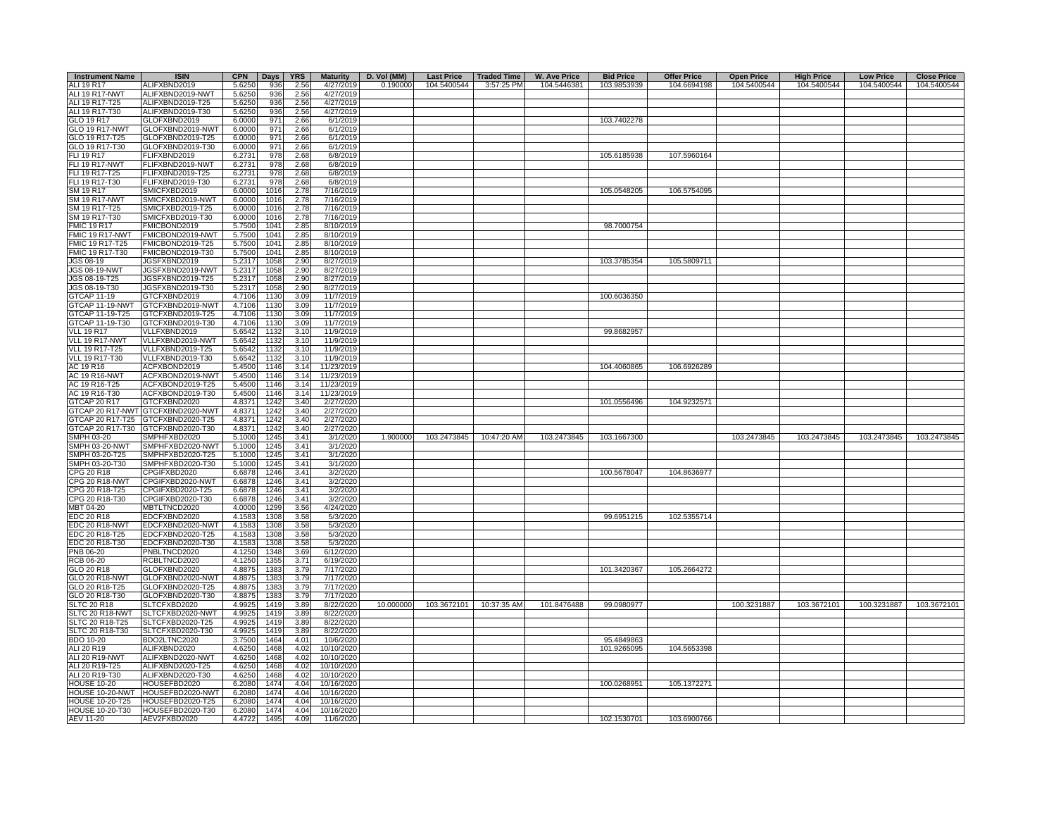| Instrument Name | ISIN | CPN | Days | YRS | Maturity | D. Vol (MM) | Last Price | Traded Time | W. Ave Price | Bid Price | Offer Price | Open Price | High Price | Low Price | Close Price |
|---|---|---|---|---|---|---|---|---|---|---|---|---|---|---|---|
| ALI 19 R17 | ALIFXBND2019 | 5.6250 | 936 | 2.56 | 4/27/2019 | 0.190000 | 104.5400544 | 3:57:25 PM | 104.5446381 | 103.9853939 | 104.6694198 | 104.5400544 | 104.5400544 | 104.5400544 | 104.5400544 |
| ALI 19 R17-NWT | ALIFXBND2019-NWT | 5.6250 | 936 | 2.56 | 4/27/2019 | | | | | | | | | | |
| ALI 19 R17-T25 | ALIFXBND2019-T25 | 5.6250 | 936 | 2.56 | 4/27/2019 | | | | | | | | | | |
| ALI 19 R17-T30 | ALIFXBND2019-T30 | 5.6250 | 936 | 2.56 | 4/27/2019 | | | | | | | | | | |
| GLO 19 R17 | GLOFXBND2019 | 6.0000 | 971 | 2.66 | 6/1/2019 | | | | | 103.7402278 | | | | | |
| GLO 19 R17-NWT | GLOFXBND2019-NWT | 6.0000 | 971 | 2.66 | 6/1/2019 | | | | | | | | | | |
| GLO 19 R17-T25 | GLOFXBND2019-T25 | 6.0000 | 971 | 2.66 | 6/1/2019 | | | | | | | | | | |
| GLO 19 R17-T30 | GLOFXBND2019-T30 | 6.0000 | 971 | 2.66 | 6/1/2019 | | | | | | | | | | |
| FLI 19 R17 | FLIFXBND2019 | 6.2731 | 978 | 2.68 | 6/8/2019 | | | | | 105.6185938 | 107.5960164 | | | | |
| FLI 19 R17-NWT | FLIFXBND2019-NWT | 6.2731 | 978 | 2.68 | 6/8/2019 | | | | | | | | | | |
| FLI 19 R17-T25 | FLIFXBND2019-T25 | 6.2731 | 978 | 2.68 | 6/8/2019 | | | | | | | | | | |
| FLI 19 R17-T30 | FLIFXBND2019-T30 | 6.2731 | 978 | 2.68 | 6/8/2019 | | | | | | | | | | |
| SM 19 R17 | SMICFXBD2019 | 6.0000 | 1016 | 2.78 | 7/16/2019 | | | | | 105.0548205 | 106.5754095 | | | | |
| SM 19 R17-NWT | SMICFXBD2019-NWT | 6.0000 | 1016 | 2.78 | 7/16/2019 | | | | | | | | | | |
| SM 19 R17-T25 | SMICFXBD2019-T25 | 6.0000 | 1016 | 2.78 | 7/16/2019 | | | | | | | | | | |
| SM 19 R17-T30 | SMICFXBD2019-T30 | 6.0000 | 1016 | 2.78 | 7/16/2019 | | | | | | | | | | |
| FMIC 19 R17 | FMICBOND2019 | 5.7500 | 1041 | 2.85 | 8/10/2019 | | | | | 98.7000754 | | | | | |
| FMIC 19 R17-NWT | FMICBOND2019-NWT | 5.7500 | 1041 | 2.85 | 8/10/2019 | | | | | | | | | | |
| FMIC 19 R17-T25 | FMICBOND2019-T25 | 5.7500 | 1041 | 2.85 | 8/10/2019 | | | | | | | | | | |
| FMIC 19 R17-T30 | FMICBOND2019-T30 | 5.7500 | 1041 | 2.85 | 8/10/2019 | | | | | | | | | | |
| JGS 08-19 | JGSFXBND2019 | 5.2317 | 1058 | 2.90 | 8/27/2019 | | | | | 103.3785354 | 105.5809711 | | | | |
| JGS 08-19-NWT | JGSFXBND2019-NWT | 5.2317 | 1058 | 2.90 | 8/27/2019 | | | | | | | | | | |
| JGS 08-19-T25 | JGSFXBND2019-T25 | 5.2317 | 1058 | 2.90 | 8/27/2019 | | | | | | | | | | |
| JGS 08-19-T30 | JGSFXBND2019-T30 | 5.2317 | 1058 | 2.90 | 8/27/2019 | | | | | | | | | | |
| GTCAP 11-19 | GTCFXBND2019 | 4.7106 | 1130 | 3.09 | 11/7/2019 | | | | | 100.6036350 | | | | | |
| GTCAP 11-19-NWT | GTCFXBND2019-NWT | 4.7106 | 1130 | 3.09 | 11/7/2019 | | | | | | | | | | |
| GTCAP 11-19-T25 | GTCFXBND2019-T25 | 4.7106 | 1130 | 3.09 | 11/7/2019 | | | | | | | | | | |
| GTCAP 11-19-T30 | GTCFXBND2019-T30 | 4.7106 | 1130 | 3.09 | 11/7/2019 | | | | | | | | | | |
| VLL 19 R17 | VLLFXBND2019 | 5.6542 | 1132 | 3.10 | 11/9/2019 | | | | | 99.8682957 | | | | | |
| VLL 19 R17-NWT | VLLFXBND2019-NWT | 5.6542 | 1132 | 3.10 | 11/9/2019 | | | | | | | | | | |
| VLL 19 R17-T25 | VLLFXBND2019-T25 | 5.6542 | 1132 | 3.10 | 11/9/2019 | | | | | | | | | | |
| VLL 19 R17-T30 | VLLFXBND2019-T30 | 5.6542 | 1132 | 3.10 | 11/9/2019 | | | | | | | | | | |
| AC 19 R16 | ACFXBOND2019 | 5.4500 | 1146 | 3.14 | 11/23/2019 | | | | | 104.4060865 | 106.6926289 | | | | |
| AC 19 R16-NWT | ACFXBOND2019-NWT | 5.4500 | 1146 | 3.14 | 11/23/2019 | | | | | | | | | | |
| AC 19 R16-T25 | ACFXBOND2019-T25 | 5.4500 | 1146 | 3.14 | 11/23/2019 | | | | | | | | | | |
| AC 19 R16-T30 | ACFXBOND2019-T30 | 5.4500 | 1146 | 3.14 | 11/23/2019 | | | | | | | | | | |
| GTCAP 20 R17 | GTCFXBND2020 | 4.8371 | 1242 | 3.40 | 2/27/2020 | | | | | 101.0556496 | 104.9232571 | | | | |
| GTCAP 20 R17-NWT | GTCFXBND2020-NWT | 4.8371 | 1242 | 3.40 | 2/27/2020 | | | | | | | | | | |
| GTCAP 20 R17-T25 | GTCFXBND2020-T25 | 4.8371 | 1242 | 3.40 | 2/27/2020 | | | | | | | | | | |
| GTCAP 20 R17-T30 | GTCFXBND2020-T30 | 4.8371 | 1242 | 3.40 | 2/27/2020 | | | | | | | | | | |
| SMPH 03-20 | SMPHFXBD2020 | 5.1000 | 1245 | 3.41 | 3/1/2020 | 1.900000 | 103.2473845 | 10:47:20 AM | 103.2473845 | 103.1667300 | | 103.2473845 | 103.2473845 | 103.2473845 | 103.2473845 |
| SMPH 03-20-NWT | SMPHFXBD2020-NWT | 5.1000 | 1245 | 3.41 | 3/1/2020 | | | | | | | | | | |
| SMPH 03-20-T25 | SMPHFXBD2020-T25 | 5.1000 | 1245 | 3.41 | 3/1/2020 | | | | | | | | | | |
| SMPH 03-20-T30 | SMPHFXBD2020-T30 | 5.1000 | 1245 | 3.41 | 3/1/2020 | | | | | | | | | | |
| CPG 20 R18 | CPGIFXBD2020 | 6.6878 | 1246 | 3.41 | 3/2/2020 | | | | | 100.5678047 | 104.8636977 | | | | |
| CPG 20 R18-NWT | CPGIFXBD2020-NWT | 6.6878 | 1246 | 3.41 | 3/2/2020 | | | | | | | | | | |
| CPG 20 R18-T25 | CPGIFXBD2020-T25 | 6.6878 | 1246 | 3.41 | 3/2/2020 | | | | | | | | | | |
| CPG 20 R18-T30 | CPGIFXBD2020-T30 | 6.6878 | 1246 | 3.41 | 3/2/2020 | | | | | | | | | | |
| MBT 04-20 | MBTLTNCD2020 | 4.0000 | 1299 | 3.56 | 4/24/2020 | | | | | | | | | | |
| EDC 20 R18 | EDCFXBND2020 | 4.1583 | 1308 | 3.58 | 5/3/2020 | | | | | 99.6951215 | 102.5355714 | | | | |
| EDC 20 R18-NWT | EDCFXBND2020-NWT | 4.1583 | 1308 | 3.58 | 5/3/2020 | | | | | | | | | | |
| EDC 20 R18-T25 | EDCFXBND2020-T25 | 4.1583 | 1308 | 3.58 | 5/3/2020 | | | | | | | | | | |
| EDC 20 R18-T30 | EDCFXBND2020-T30 | 4.1583 | 1308 | 3.58 | 5/3/2020 | | | | | | | | | | |
| PNB 06-20 | PNBLTNCD2020 | 4.1250 | 1348 | 3.69 | 6/12/2020 | | | | | | | | | | |
| RCB 06-20 | RCBLTNCD2020 | 4.1250 | 1355 | 3.71 | 6/19/2020 | | | | | | | | | | |
| GLO 20 R18 | GLOFXBND2020 | 4.8875 | 1383 | 3.79 | 7/17/2020 | | | | | 101.3420367 | 105.2664272 | | | | |
| GLO 20 R18-NWT | GLOFXBND2020-NWT | 4.8875 | 1383 | 3.79 | 7/17/2020 | | | | | | | | | | |
| GLO 20 R18-T25 | GLOFXBND2020-T25 | 4.8875 | 1383 | 3.79 | 7/17/2020 | | | | | | | | | | |
| GLO 20 R18-T30 | GLOFXBND2020-T30 | 4.8875 | 1383 | 3.79 | 7/17/2020 | | | | | | | | | | |
| SLTC 20 R18 | SLTCFXBD2020 | 4.9925 | 1419 | 3.89 | 8/22/2020 | 10.000000 | 103.3672101 | 10:37:35 AM | 101.8476488 | 99.0980977 | | 100.3231887 | 103.3672101 | 100.3231887 | 103.3672101 |
| SLTC 20 R18-NWT | SLTCFXBD2020-NWT | 4.9925 | 1419 | 3.89 | 8/22/2020 | | | | | | | | | | |
| SLTC 20 R18-T25 | SLTCFXBD2020-T25 | 4.9925 | 1419 | 3.89 | 8/22/2020 | | | | | | | | | | |
| SLTC 20 R18-T30 | SLTCFXBD2020-T30 | 4.9925 | 1419 | 3.89 | 8/22/2020 | | | | | | | | | | |
| BDO 10-20 | BDO2LTNC2020 | 3.7500 | 1464 | 4.01 | 10/6/2020 | | | | | 95.4849863 | | | | | |
| ALI 20 R19 | ALIFXBND2020 | 4.6250 | 1468 | 4.02 | 10/10/2020 | | | | | 101.9265095 | 104.5653398 | | | | |
| ALI 20 R19-NWT | ALIFXBND2020-NWT | 4.6250 | 1468 | 4.02 | 10/10/2020 | | | | | | | | | | |
| ALI 20 R19-T25 | ALIFXBND2020-T25 | 4.6250 | 1468 | 4.02 | 10/10/2020 | | | | | | | | | | |
| ALI 20 R19-T30 | ALIFXBND2020-T30 | 4.6250 | 1468 | 4.02 | 10/10/2020 | | | | | | | | | | |
| HOUSE 10-20 | HOUSEFBD2020 | 6.2080 | 1474 | 4.04 | 10/16/2020 | | | | | 100.0268951 | 105.1372271 | | | | |
| HOUSE 10-20-NWT | HOUSEFBD2020-NWT | 6.2080 | 1474 | 4.04 | 10/16/2020 | | | | | | | | | | |
| HOUSE 10-20-T25 | HOUSEFBD2020-T25 | 6.2080 | 1474 | 4.04 | 10/16/2020 | | | | | | | | | | |
| HOUSE 10-20-T30 | HOUSEFBD2020-T30 | 6.2080 | 1474 | 4.04 | 10/16/2020 | | | | | | | | | | |
| AEV 11-20 | AEV2FXBD2020 | 4.4722 | 1495 | 4.09 | 11/6/2020 | | | | | 102.1530701 | 103.6900766 | | | | |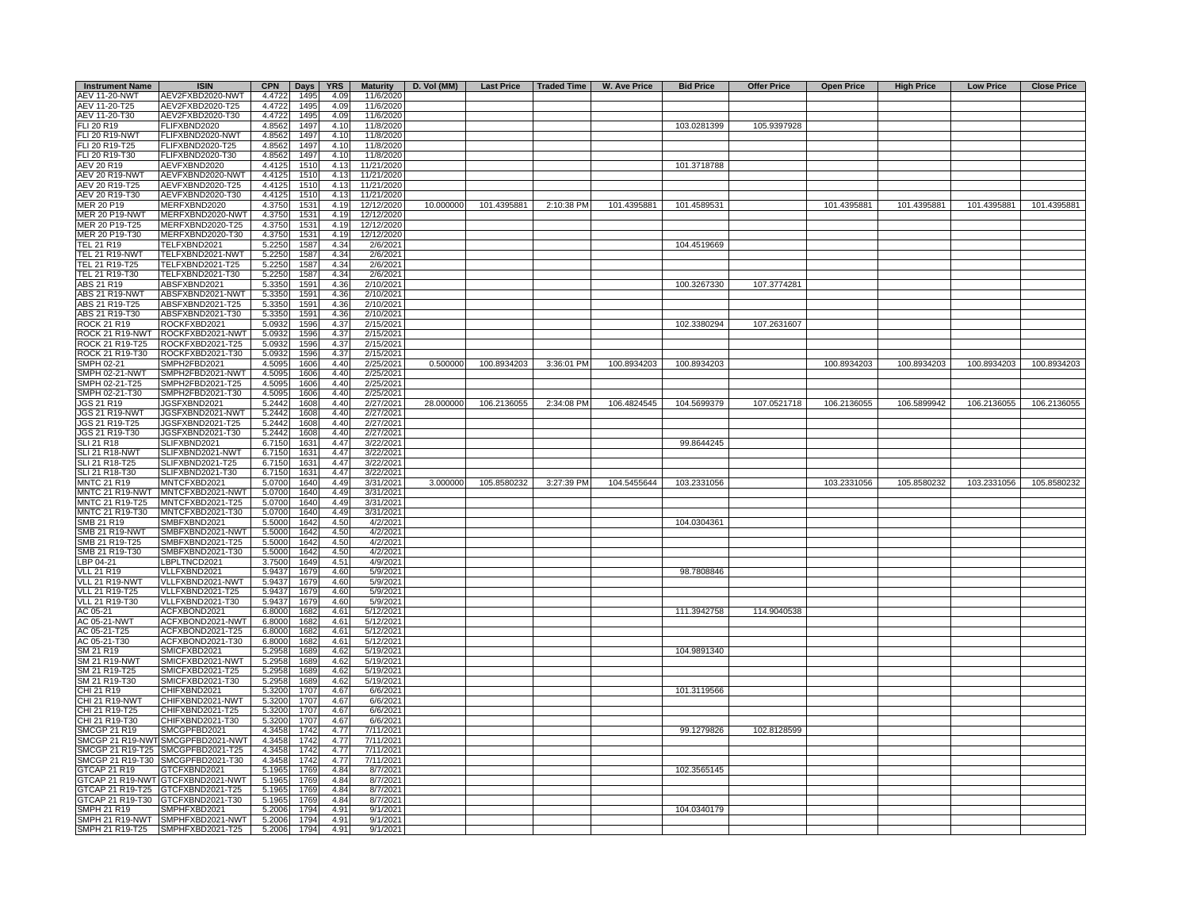| Instrument Name | ISIN | CPN | Days | YRS | Maturity | D. Vol (MM) | Last Price | Traded Time | W. Ave Price | Bid Price | Offer Price | Open Price | High Price | Low Price | Close Price |
|---|---|---|---|---|---|---|---|---|---|---|---|---|---|---|---|
| AEV 11-20-NWT | AEV2FXBD2020-NWT | 4.4722 | 1495 | 4.09 | 11/6/2020 | | | | | | | | | | |
| AEV 11-20-T25 | AEV2FXBD2020-T25 | 4.4722 | 1495 | 4.09 | 11/6/2020 | | | | | | | | | | |
| AEV 11-20-T30 | AEV2FXBD2020-T30 | 4.4722 | 1495 | 4.09 | 11/6/2020 | | | | | | | | | | |
| FLI 20 R19 | FLIFXBND2020 | 4.8562 | 1497 | 4.10 | 11/8/2020 | | | | | 103.0281399 | 105.9397928 | | | | |
| FLI 20 R19-NWT | FLIFXBND2020-NWT | 4.8562 | 1497 | 4.10 | 11/8/2020 | | | | | | | | | | |
| FLI 20 R19-T25 | FLIFXBND2020-T25 | 4.8562 | 1497 | 4.10 | 11/8/2020 | | | | | | | | | | |
| FLI 20 R19-T30 | FLIFXBND2020-T30 | 4.8562 | 1497 | 4.10 | 11/8/2020 | | | | | | | | | | |
| AEV 20 R19 | AEVFXBND2020 | 4.4125 | 1510 | 4.13 | 11/21/2020 | | | | | 101.3718788 | | | | | |
| AEV 20 R19-NWT | AEVFXBND2020-NWT | 4.4125 | 1510 | 4.13 | 11/21/2020 | | | | | | | | | | |
| AEV 20 R19-T25 | AEVFXBND2020-T25 | 4.4125 | 1510 | 4.13 | 11/21/2020 | | | | | | | | | | |
| AEV 20 R19-T30 | AEVFXBND2020-T30 | 4.4125 | 1510 | 4.13 | 11/21/2020 | | | | | | | | | | |
| MER 20 P19 | MERFXBND2020 | 4.3750 | 1531 | 4.19 | 12/12/2020 | 10.000000 | 101.4395881 | 2:10:38 PM | 101.4395881 | 101.4589531 | | 101.4395881 | 101.4395881 | 101.4395881 | 101.4395881 |
| MER 20 P19-NWT | MERFXBND2020-NWT | 4.3750 | 1531 | 4.19 | 12/12/2020 | | | | | | | | | | |
| MER 20 P19-T25 | MERFXBND2020-T25 | 4.3750 | 1531 | 4.19 | 12/12/2020 | | | | | | | | | | |
| MER 20 P19-T30 | MERFXBND2020-T30 | 4.3750 | 1531 | 4.19 | 12/12/2020 | | | | | | | | | | |
| TEL 21 R19 | TELFXBND2021 | 5.2250 | 1587 | 4.34 | 2/6/2021 | | | | | 104.4519669 | | | | | |
| TEL 21 R19-NWT | TELFXBND2021-NWT | 5.2250 | 1587 | 4.34 | 2/6/2021 | | | | | | | | | | |
| TEL 21 R19-T25 | TELFXBND2021-T25 | 5.2250 | 1587 | 4.34 | 2/6/2021 | | | | | | | | | | |
| TEL 21 R19-T30 | TELFXBND2021-T30 | 5.2250 | 1587 | 4.34 | 2/6/2021 | | | | | | | | | | |
| ABS 21 R19 | ABSFXBND2021 | 5.3350 | 1591 | 4.36 | 2/10/2021 | | | | | 100.3267330 | 107.3774281 | | | | |
| ABS 21 R19-NWT | ABSFXBND2021-NWT | 5.3350 | 1591 | 4.36 | 2/10/2021 | | | | | | | | | | |
| ABS 21 R19-T25 | ABSFXBND2021-T25 | 5.3350 | 1591 | 4.36 | 2/10/2021 | | | | | | | | | | |
| ABS 21 R19-T30 | ABSFXBND2021-T30 | 5.3350 | 1591 | 4.36 | 2/10/2021 | | | | | | | | | | |
| ROCK 21 R19 | ROCKFXBD2021 | 5.0932 | 1596 | 4.37 | 2/15/2021 | | | | | 102.3380294 | 107.2631607 | | | | |
| ROCK 21 R19-NWT | ROCKFXBD2021-NWT | 5.0932 | 1596 | 4.37 | 2/15/2021 | | | | | | | | | | |
| ROCK 21 R19-T25 | ROCKFXBD2021-T25 | 5.0932 | 1596 | 4.37 | 2/15/2021 | | | | | | | | | | |
| ROCK 21 R19-T30 | ROCKFXBD2021-T30 | 5.0932 | 1596 | 4.37 | 2/15/2021 | | | | | | | | | | |
| SMPH 02-21 | SMPH2FBD2021 | 4.5095 | 1606 | 4.40 | 2/25/2021 | 0.500000 | 100.8934203 | 3:36:01 PM | 100.8934203 | 100.8934203 | | 100.8934203 | 100.8934203 | 100.8934203 | 100.8934203 |
| SMPH 02-21-NWT | SMPH2FBD2021-NWT | 4.5095 | 1606 | 4.40 | 2/25/2021 | | | | | | | | | | |
| SMPH 02-21-T25 | SMPH2FBD2021-T25 | 4.5095 | 1606 | 4.40 | 2/25/2021 | | | | | | | | | | |
| SMPH 02-21-T30 | SMPH2FBD2021-T30 | 4.5095 | 1606 | 4.40 | 2/25/2021 | | | | | | | | | | |
| JGS 21 R19 | JGSFXBND2021 | 5.2442 | 1608 | 4.40 | 2/27/2021 | 28.000000 | 106.2136055 | 2:34:08 PM | 106.4824545 | 104.5699379 | 107.0521718 | 106.2136055 | 106.5899942 | 106.2136055 | 106.2136055 |
| JGS 21 R19-NWT | JGSFXBND2021-NWT | 5.2442 | 1608 | 4.40 | 2/27/2021 | | | | | | | | | | |
| JGS 21 R19-T25 | JGSFXBND2021-T25 | 5.2442 | 1608 | 4.40 | 2/27/2021 | | | | | | | | | | |
| JGS 21 R19-T30 | JGSFXBND2021-T30 | 5.2442 | 1608 | 4.40 | 2/27/2021 | | | | | | | | | | |
| SLI 21 R18 | SLIFXBND2021 | 6.7150 | 1631 | 4.47 | 3/22/2021 | | | | | 99.8644245 | | | | | |
| SLI 21 R18-NWT | SLIFXBND2021-NWT | 6.7150 | 1631 | 4.47 | 3/22/2021 | | | | | | | | | | |
| SLI 21 R18-T25 | SLIFXBND2021-T25 | 6.7150 | 1631 | 4.47 | 3/22/2021 | | | | | | | | | | |
| SLI 21 R18-T30 | SLIFXBND2021-T30 | 6.7150 | 1631 | 4.47 | 3/22/2021 | | | | | | | | | | |
| MNTC 21 R19 | MNTCFXBD2021 | 5.0700 | 1640 | 4.49 | 3/31/2021 | 3.000000 | 105.8580232 | 3:27:39 PM | 104.5455644 | 103.2331056 | | 103.2331056 | 105.8580232 | 103.2331056 | 105.8580232 |
| MNTC 21 R19-NWT | MNTCFXBD2021-NWT | 5.0700 | 1640 | 4.49 | 3/31/2021 | | | | | | | | | | |
| MNTC 21 R19-T25 | MNTCFXBD2021-T25 | 5.0700 | 1640 | 4.49 | 3/31/2021 | | | | | | | | | | |
| MNTC 21 R19-T30 | MNTCFXBD2021-T30 | 5.0700 | 1640 | 4.49 | 3/31/2021 | | | | | | | | | | |
| SMB 21 R19 | SMBFXBND2021 | 5.5000 | 1642 | 4.50 | 4/2/2021 | | | | | 104.0304361 | | | | | |
| SMB 21 R19-NWT | SMBFXBND2021-NWT | 5.5000 | 1642 | 4.50 | 4/2/2021 | | | | | | | | | | |
| SMB 21 R19-T25 | SMBFXBND2021-T25 | 5.5000 | 1642 | 4.50 | 4/2/2021 | | | | | | | | | | |
| SMB 21 R19-T30 | SMBFXBND2021-T30 | 5.5000 | 1642 | 4.50 | 4/2/2021 | | | | | | | | | | |
| LBP 04-21 | LBPLTNCD2021 | 3.7500 | 1649 | 4.51 | 4/9/2021 | | | | | | | | | | |
| VLL 21 R19 | VLLFXBND2021 | 5.9437 | 1679 | 4.60 | 5/9/2021 | | | | | 98.7808846 | | | | | |
| VLL 21 R19-NWT | VLLFXBND2021-NWT | 5.9437 | 1679 | 4.60 | 5/9/2021 | | | | | | | | | | |
| VLL 21 R19-T25 | VLLFXBND2021-T25 | 5.9437 | 1679 | 4.60 | 5/9/2021 | | | | | | | | | | |
| VLL 21 R19-T30 | VLLFXBND2021-T30 | 5.9437 | 1679 | 4.60 | 5/9/2021 | | | | | | | | | | |
| AC 05-21 | ACFXBOND2021 | 6.8000 | 1682 | 4.61 | 5/12/2021 | | | | | 111.3942758 | 114.9040538 | | | | |
| AC 05-21-NWT | ACFXBOND2021-NWT | 6.8000 | 1682 | 4.61 | 5/12/2021 | | | | | | | | | | |
| AC 05-21-T25 | ACFXBOND2021-T25 | 6.8000 | 1682 | 4.61 | 5/12/2021 | | | | | | | | | | |
| AC 05-21-T30 | ACFXBOND2021-T30 | 6.8000 | 1682 | 4.61 | 5/12/2021 | | | | | | | | | | |
| SM 21 R19 | SMICFXBD2021 | 5.2958 | 1689 | 4.62 | 5/19/2021 | | | | | 104.9891340 | | | | | |
| SM 21 R19-NWT | SMICFXBD2021-NWT | 5.2958 | 1689 | 4.62 | 5/19/2021 | | | | | | | | | | |
| SM 21 R19-T25 | SMICFXBD2021-T25 | 5.2958 | 1689 | 4.62 | 5/19/2021 | | | | | | | | | | |
| SM 21 R19-T30 | SMICFXBD2021-T30 | 5.2958 | 1689 | 4.62 | 5/19/2021 | | | | | | | | | | |
| CHI 21 R19 | CHIFXBND2021 | 5.3200 | 1707 | 4.67 | 6/6/2021 | | | | | 101.3119566 | | | | | |
| CHI 21 R19-NWT | CHIFXBND2021-NWT | 5.3200 | 1707 | 4.67 | 6/6/2021 | | | | | | | | | | |
| CHI 21 R19-T25 | CHIFXBND2021-T25 | 5.3200 | 1707 | 4.67 | 6/6/2021 | | | | | | | | | | |
| CHI 21 R19-T30 | CHIFXBND2021-T30 | 5.3200 | 1707 | 4.67 | 6/6/2021 | | | | | | | | | | |
| SMCGP 21 R19 | SMCGPFBD2021 | 4.3458 | 1742 | 4.77 | 7/11/2021 | | | | | 99.1279826 | 102.8128599 | | | | |
| SMCGP 21 R19-NWT | SMCGPFBD2021-NWT | 4.3458 | 1742 | 4.77 | 7/11/2021 | | | | | | | | | | |
| SMCGP 21 R19-T25 | SMCGPFBD2021-T25 | 4.3458 | 1742 | 4.77 | 7/11/2021 | | | | | | | | | | |
| SMCGP 21 R19-T30 | SMCGPFBD2021-T30 | 4.3458 | 1742 | 4.77 | 7/11/2021 | | | | | | | | | | |
| GTCAP 21 R19 | GTCFXBND2021 | 5.1965 | 1769 | 4.84 | 8/7/2021 | | | | | 102.3565145 | | | | | |
| GTCAP 21 R19-NWT | GTCFXBND2021-NWT | 5.1965 | 1769 | 4.84 | 8/7/2021 | | | | | | | | | | |
| GTCAP 21 R19-T25 | GTCFXBND2021-T25 | 5.1965 | 1769 | 4.84 | 8/7/2021 | | | | | | | | | | |
| GTCAP 21 R19-T30 | GTCFXBND2021-T30 | 5.1965 | 1769 | 4.84 | 8/7/2021 | | | | | | | | | | |
| SMPH 21 R19 | SMPHFXBD2021 | 5.2006 | 1794 | 4.91 | 9/1/2021 | | | | | 104.0340179 | | | | | |
| SMPH 21 R19-NWT | SMPHFXBD2021-NWT | 5.2006 | 1794 | 4.91 | 9/1/2021 | | | | | | | | | | |
| SMPH 21 R19-T25 | SMPHFXBD2021-T25 | 5.2006 | 1794 | 4.91 | 9/1/2021 | | | | | | | | | | |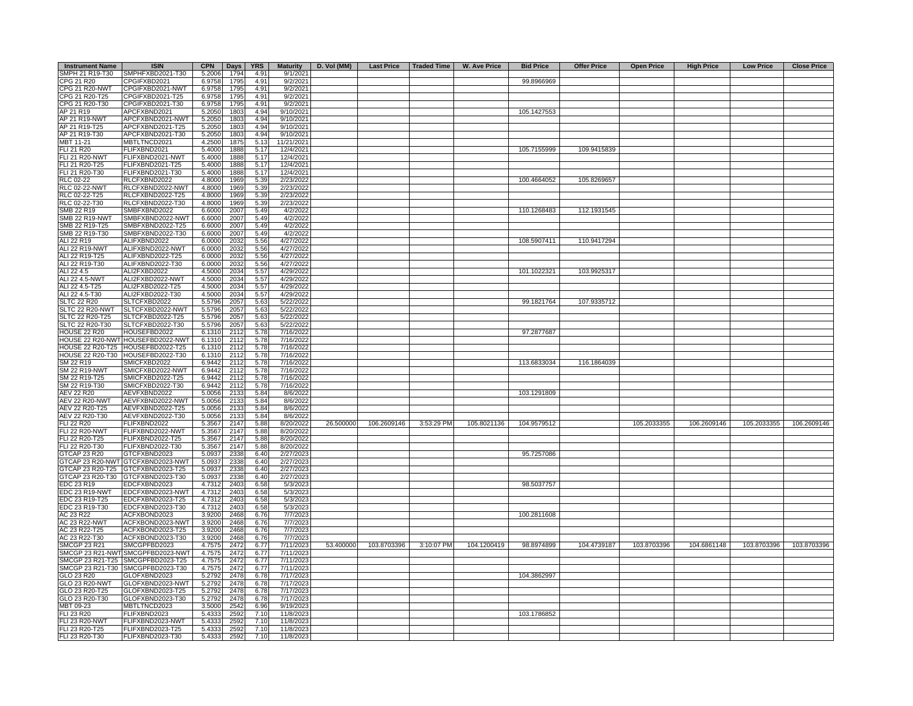| Instrument Name | ISIN | CPN | Days | YRS | Maturity | D. Vol (MM) | Last Price | Traded Time | W. Ave Price | Bid Price | Offer Price | Open Price | High Price | Low Price | Close Price |
|---|---|---|---|---|---|---|---|---|---|---|---|---|---|---|---|
| SMPH 21 R19-T30 | SMPHFXBD2021-T30 | 5.2006 | 1794 | 4.91 | 9/1/2021 | | | | | | | | | | |
| CPG 21 R20 | CPGIFXBD2021 | 6.9758 | 1795 | 4.91 | 9/2/2021 | | | | | 99.8966969 | | | | | |
| CPG 21 R20-NWT | CPGIFXBD2021-NWT | 6.9758 | 1795 | 4.91 | 9/2/2021 | | | | | | | | | | |
| CPG 21 R20-T25 | CPGIFXBD2021-T25 | 6.9758 | 1795 | 4.91 | 9/2/2021 | | | | | | | | | | |
| CPG 21 R20-T30 | CPGIFXBD2021-T30 | 6.9758 | 1795 | 4.91 | 9/2/2021 | | | | | | | | | | |
| AP 21 R19 | APCFXBND2021 | 5.2050 | 1803 | 4.94 | 9/10/2021 | | | | | 105.1427553 | | | | | |
| AP 21 R19-NWT | APCFXBND2021-NWT | 5.2050 | 1803 | 4.94 | 9/10/2021 | | | | | | | | | | |
| AP 21 R19-T25 | APCFXBND2021-T25 | 5.2050 | 1803 | 4.94 | 9/10/2021 | | | | | | | | | | |
| AP 21 R19-T30 | APCFXBND2021-T30 | 5.2050 | 1803 | 4.94 | 9/10/2021 | | | | | | | | | | |
| MBT 11-21 | MBTLTNCD2021 | 4.2500 | 1875 | 5.13 | 11/21/2021 | | | | | | | | | | |
| FLI 21 R20 | FLIFXBND2021 | 5.4000 | 1888 | 5.17 | 12/4/2021 | | | | | 105.7155999 | 109.9415839 | | | | |
| FLI 21 R20-NWT | FLIFXBND2021-NWT | 5.4000 | 1888 | 5.17 | 12/4/2021 | | | | | | | | | | |
| FLI 21 R20-T25 | FLIFXBND2021-T25 | 5.4000 | 1888 | 5.17 | 12/4/2021 | | | | | | | | | | |
| FLI 21 R20-T30 | FLIFXBND2021-T30 | 5.4000 | 1888 | 5.17 | 12/4/2021 | | | | | | | | | | |
| RLC 02-22 | RLCFXBND2022 | 4.8000 | 1969 | 5.39 | 2/23/2022 | | | | | 100.4664052 | 105.8269657 | | | | |
| RLC 02-22-NWT | RLCFXBND2022-NWT | 4.8000 | 1969 | 5.39 | 2/23/2022 | | | | | | | | | | |
| RLC 02-22-T25 | RLCFXBND2022-T25 | 4.8000 | 1969 | 5.39 | 2/23/2022 | | | | | | | | | | |
| RLC 02-22-T30 | RLCFXBND2022-T30 | 4.8000 | 1969 | 5.39 | 2/23/2022 | | | | | | | | | | |
| SMB 22 R19 | SMBFXBND2022 | 6.6000 | 2007 | 5.49 | 4/2/2022 | | | | | 110.1268483 | 112.1931545 | | | | |
| SMB 22 R19-NWT | SMBFXBND2022-NWT | 6.6000 | 2007 | 5.49 | 4/2/2022 | | | | | | | | | | |
| SMB 22 R19-T25 | SMBFXBND2022-T25 | 6.6000 | 2007 | 5.49 | 4/2/2022 | | | | | | | | | | |
| SMB 22 R19-T30 | SMBFXBND2022-T30 | 6.6000 | 2007 | 5.49 | 4/2/2022 | | | | | | | | | | |
| ALI 22 R19 | ALIFXBND2022 | 6.0000 | 2032 | 5.56 | 4/27/2022 | | | | | 108.5907411 | 110.9417294 | | | | |
| ALI 22 R19-NWT | ALIFXBND2022-NWT | 6.0000 | 2032 | 5.56 | 4/27/2022 | | | | | | | | | | |
| ALI 22 R19-T25 | ALIFXBND2022-T25 | 6.0000 | 2032 | 5.56 | 4/27/2022 | | | | | | | | | | |
| ALI 22 R19-T30 | ALIFXBND2022-T30 | 6.0000 | 2032 | 5.56 | 4/27/2022 | | | | | | | | | | |
| ALI 22 4.5 | ALI2FXBD2022 | 4.5000 | 2034 | 5.57 | 4/29/2022 | | | | | 101.1022321 | 103.9925317 | | | | |
| ALI 22 4.5-NWT | ALI2FXBD2022-NWT | 4.5000 | 2034 | 5.57 | 4/29/2022 | | | | | | | | | | |
| ALI 22 4.5-T25 | ALI2FXBD2022-T25 | 4.5000 | 2034 | 5.57 | 4/29/2022 | | | | | | | | | | |
| ALI 22 4.5-T30 | ALI2FXBD2022-T30 | 4.5000 | 2034 | 5.57 | 4/29/2022 | | | | | | | | | | |
| SLTC 22 R20 | SLTCFXBD2022 | 5.5796 | 2057 | 5.63 | 5/22/2022 | | | | | 99.1821764 | 107.9335712 | | | | |
| SLTC 22 R20-NWT | SLTCFXBD2022-NWT | 5.5796 | 2057 | 5.63 | 5/22/2022 | | | | | | | | | | |
| SLTC 22 R20-T25 | SLTCFXBD2022-T25 | 5.5796 | 2057 | 5.63 | 5/22/2022 | | | | | | | | | | |
| SLTC 22 R20-T30 | SLTCFXBD2022-T30 | 5.5796 | 2057 | 5.63 | 5/22/2022 | | | | | | | | | | |
| HOUSE 22 R20 | HOUSEFBD2022 | 6.1310 | 2112 | 5.78 | 7/16/2022 | | | | | 97.2877687 | | | | | |
| HOUSE 22 R20-NWT | HOUSEFBD2022-NWT | 6.1310 | 2112 | 5.78 | 7/16/2022 | | | | | | | | | | |
| HOUSE 22 R20-T25 | HOUSEFBD2022-T25 | 6.1310 | 2112 | 5.78 | 7/16/2022 | | | | | | | | | | |
| HOUSE 22 R20-T30 | HOUSEFBD2022-T30 | 6.1310 | 2112 | 5.78 | 7/16/2022 | | | | | | | | | | |
| SM 22 R19 | SMICFXBD2022 | 6.9442 | 2112 | 5.78 | 7/16/2022 | | | | | 113.6833034 | 116.1864039 | | | | |
| SM 22 R19-NWT | SMICFXBD2022-NWT | 6.9442 | 2112 | 5.78 | 7/16/2022 | | | | | | | | | | |
| SM 22 R19-T25 | SMICFXBD2022-T25 | 6.9442 | 2112 | 5.78 | 7/16/2022 | | | | | | | | | | |
| SM 22 R19-T30 | SMICFXBD2022-T30 | 6.9442 | 2112 | 5.78 | 7/16/2022 | | | | | | | | | | |
| AEV 22 R20 | AEVFXBND2022 | 5.0056 | 2133 | 5.84 | 8/6/2022 | | | | | 103.1291809 | | | | | |
| AEV 22 R20-NWT | AEVFXBND2022-NWT | 5.0056 | 2133 | 5.84 | 8/6/2022 | | | | | | | | | | |
| AEV 22 R20-T25 | AEVFXBND2022-T25 | 5.0056 | 2133 | 5.84 | 8/6/2022 | | | | | | | | | | |
| AEV 22 R20-T30 | AEVFXBND2022-T30 | 5.0056 | 2133 | 5.84 | 8/6/2022 | | | | | | | | | | |
| FLI 22 R20 | FLIFXBND2022 | 5.3567 | 2147 | 5.88 | 8/20/2022 | 26.500000 | 106.2609146 | 3:53:29 PM | 105.8021136 | 104.9579512 | | 105.2033355 | 106.2609146 | 105.2033355 | 106.2609146 |
| FLI 22 R20-NWT | FLIFXBND2022-NWT | 5.3567 | 2147 | 5.88 | 8/20/2022 | | | | | | | | | | |
| FLI 22 R20-T25 | FLIFXBND2022-T25 | 5.3567 | 2147 | 5.88 | 8/20/2022 | | | | | | | | | | |
| FLI 22 R20-T30 | FLIFXBND2022-T30 | 5.3567 | 2147 | 5.88 | 8/20/2022 | | | | | | | | | | |
| GTCAP 23 R20 | GTCFXBND2023 | 5.0937 | 2338 | 6.40 | 2/27/2023 | | | | | 95.7257086 | | | | | |
| GTCAP 23 R20-NWT | GTCFXBND2023-NWT | 5.0937 | 2338 | 6.40 | 2/27/2023 | | | | | | | | | | |
| GTCAP 23 R20-T25 | GTCFXBND2023-T25 | 5.0937 | 2338 | 6.40 | 2/27/2023 | | | | | | | | | | |
| GTCAP 23 R20-T30 | GTCFXBND2023-T30 | 5.0937 | 2338 | 6.40 | 2/27/2023 | | | | | | | | | | |
| EDC 23 R19 | EDCFXBND2023 | 4.7312 | 2403 | 6.58 | 5/3/2023 | | | | | 98.5037757 | | | | | |
| EDC 23 R19-NWT | EDCFXBND2023-NWT | 4.7312 | 2403 | 6.58 | 5/3/2023 | | | | | | | | | | |
| EDC 23 R19-T25 | EDCFXBND2023-T25 | 4.7312 | 2403 | 6.58 | 5/3/2023 | | | | | | | | | | |
| EDC 23 R19-T30 | EDCFXBND2023-T30 | 4.7312 | 2403 | 6.58 | 5/3/2023 | | | | | | | | | | |
| AC 23 R22 | ACFXBOND2023 | 3.9200 | 2468 | 6.76 | 7/7/2023 | | | | | 100.2811608 | | | | | |
| AC 23 R22-NWT | ACFXBOND2023-NWT | 3.9200 | 2468 | 6.76 | 7/7/2023 | | | | | | | | | | |
| AC 23 R22-T25 | ACFXBOND2023-T25 | 3.9200 | 2468 | 6.76 | 7/7/2023 | | | | | | | | | | |
| AC 23 R22-T30 | ACFXBOND2023-T30 | 3.9200 | 2468 | 6.76 | 7/7/2023 | | | | | | | | | | |
| SMCGP 23 R21 | SMCGPFBD2023 | 4.7575 | 2472 | 6.77 | 7/11/2023 | 53.400000 | 103.8703396 | 3:10:07 PM | 104.1200419 | 98.8974899 | 104.4739187 | 103.8703396 | 104.6861148 | 103.8703396 | 103.8703396 |
| SMCGP 23 R21-NWT | SMCGPFBD2023-NWT | 4.7575 | 2472 | 6.77 | 7/11/2023 | | | | | | | | | | |
| SMCGP 23 R21-T25 | SMCGPFBD2023-T25 | 4.7575 | 2472 | 6.77 | 7/11/2023 | | | | | | | | | | |
| SMCGP 23 R21-T30 | SMCGPFBD2023-T30 | 4.7575 | 2472 | 6.77 | 7/11/2023 | | | | | | | | | | |
| GLO 23 R20 | GLOFXBND2023 | 5.2792 | 2478 | 6.78 | 7/17/2023 | | | | | 104.3862997 | | | | | |
| GLO 23 R20-NWT | GLOFXBND2023-NWT | 5.2792 | 2478 | 6.78 | 7/17/2023 | | | | | | | | | | |
| GLO 23 R20-T25 | GLOFXBND2023-T25 | 5.2792 | 2478 | 6.78 | 7/17/2023 | | | | | | | | | | |
| GLO 23 R20-T30 | GLOFXBND2023-T30 | 5.2792 | 2478 | 6.78 | 7/17/2023 | | | | | | | | | | |
| MBT 09-23 | MBTLTNCD2023 | 3.5000 | 2542 | 6.96 | 9/19/2023 | | | | | | | | | | |
| FLI 23 R20 | FLIFXBND2023 | 5.4333 | 2592 | 7.10 | 11/8/2023 | | | | | 103.1786852 | | | | | |
| FLI 23 R20-NWT | FLIFXBND2023-NWT | 5.4333 | 2592 | 7.10 | 11/8/2023 | | | | | | | | | | |
| FLI 23 R20-T25 | FLIFXBND2023-T25 | 5.4333 | 2592 | 7.10 | 11/8/2023 | | | | | | | | | | |
| FLI 23 R20-T30 | FLIFXBND2023-T30 | 5.4333 | 2592 | 7.10 | 11/8/2023 | | | | | | | | | | |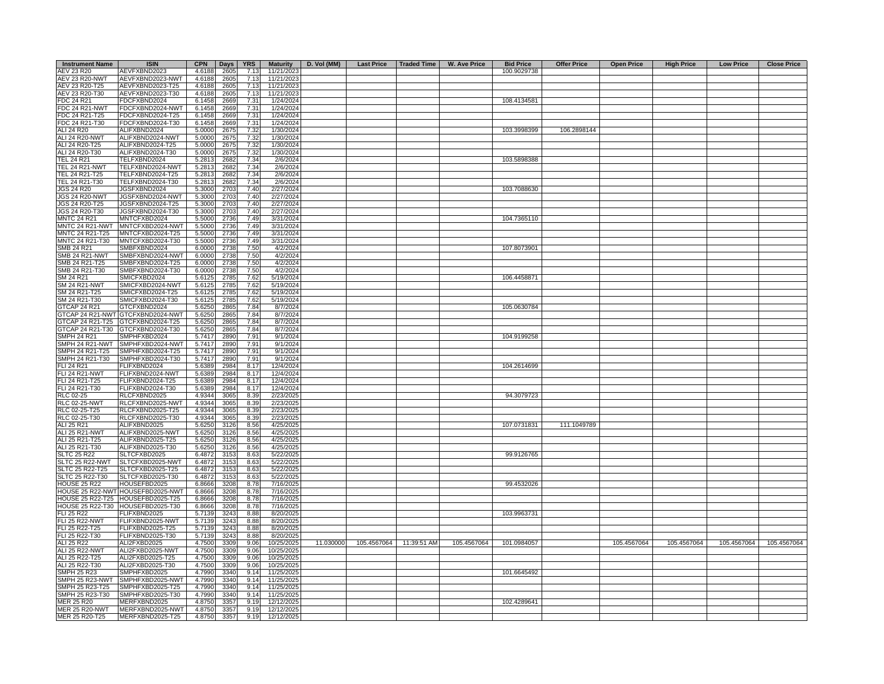| Instrument Name | ISIN | CPN | Days | YRS | Maturity | D. Vol (MM) | Last Price | Traded Time | W. Ave Price | Bid Price | Offer Price | Open Price | High Price | Low Price | Close Price |
|---|---|---|---|---|---|---|---|---|---|---|---|---|---|---|---|
| AEV 23 R20 | AEVFXBND2023 | 4.6188 | 2605 | 7.13 | 11/21/2023 | | | | | 100.9029738 | | | | | |
| AEV 23 R20-NWT | AEVFXBND2023-NWT | 4.6188 | 2605 | 7.13 | 11/21/2023 | | | | | | | | | | |
| AEV 23 R20-T25 | AEVFXBND2023-T25 | 4.6188 | 2605 | 7.13 | 11/21/2023 | | | | | | | | | | |
| AEV 23 R20-T30 | AEVFXBND2023-T30 | 4.6188 | 2605 | 7.13 | 11/21/2023 | | | | | | | | | | |
| FDC 24 R21 | FDCFXBND2024 | 6.1458 | 2669 | 7.31 | 1/24/2024 | | | | | 108.4134581 | | | | | |
| FDC 24 R21-NWT | FDCFXBND2024-NWT | 6.1458 | 2669 | 7.31 | 1/24/2024 | | | | | | | | | | |
| FDC 24 R21-T25 | FDCFXBND2024-T25 | 6.1458 | 2669 | 7.31 | 1/24/2024 | | | | | | | | | | |
| FDC 24 R21-T30 | FDCFXBND2024-T30 | 6.1458 | 2669 | 7.31 | 1/24/2024 | | | | | | | | | | |
| ALI 24 R20 | ALIFXBND2024 | 5.0000 | 2675 | 7.32 | 1/30/2024 | | | | | 103.3998399 | 106.2898144 | | | | |
| ALI 24 R20-NWT | ALIFXBND2024-NWT | 5.0000 | 2675 | 7.32 | 1/30/2024 | | | | | | | | | | |
| ALI 24 R20-T25 | ALIFXBND2024-T25 | 5.0000 | 2675 | 7.32 | 1/30/2024 | | | | | | | | | | |
| ALI 24 R20-T30 | ALIFXBND2024-T30 | 5.0000 | 2675 | 7.32 | 1/30/2024 | | | | | | | | | | |
| TEL 24 R21 | TELFXBND2024 | 5.2813 | 2682 | 7.34 | 2/6/2024 | | | | | 103.5898388 | | | | | |
| TEL 24 R21-NWT | TELFXBND2024-NWT | 5.2813 | 2682 | 7.34 | 2/6/2024 | | | | | | | | | | |
| TEL 24 R21-T25 | TELFXBND2024-T25 | 5.2813 | 2682 | 7.34 | 2/6/2024 | | | | | | | | | | |
| TEL 24 R21-T30 | TELFXBND2024-T30 | 5.2813 | 2682 | 7.34 | 2/6/2024 | | | | | | | | | | |
| JGS 24 R20 | JGSFXBND2024 | 5.3000 | 2703 | 7.40 | 2/27/2024 | | | | | 103.7088630 | | | | | |
| JGS 24 R20-NWT | JGSFXBND2024-NWT | 5.3000 | 2703 | 7.40 | 2/27/2024 | | | | | | | | | | |
| JGS 24 R20-T25 | JGSFXBND2024-T25 | 5.3000 | 2703 | 7.40 | 2/27/2024 | | | | | | | | | | |
| JGS 24 R20-T30 | JGSFXBND2024-T30 | 5.3000 | 2703 | 7.40 | 2/27/2024 | | | | | | | | | | |
| MNTC 24 R21 | MNTCFXBD2024 | 5.5000 | 2736 | 7.49 | 3/31/2024 | | | | | 104.7365110 | | | | | |
| MNTC 24 R21-NWT | MNTCFXBD2024-NWT | 5.5000 | 2736 | 7.49 | 3/31/2024 | | | | | | | | | | |
| MNTC 24 R21-T25 | MNTCFXBD2024-T25 | 5.5000 | 2736 | 7.49 | 3/31/2024 | | | | | | | | | | |
| MNTC 24 R21-T30 | MNTCFXBD2024-T30 | 5.5000 | 2736 | 7.49 | 3/31/2024 | | | | | | | | | | |
| SMB 24 R21 | SMBFXBND2024 | 6.0000 | 2738 | 7.50 | 4/2/2024 | | | | | 107.8073901 | | | | | |
| SMB 24 R21-NWT | SMBFXBND2024-NWT | 6.0000 | 2738 | 7.50 | 4/2/2024 | | | | | | | | | | |
| SMB 24 R21-T25 | SMBFXBND2024-T25 | 6.0000 | 2738 | 7.50 | 4/2/2024 | | | | | | | | | | |
| SMB 24 R21-T30 | SMBFXBND2024-T30 | 6.0000 | 2738 | 7.50 | 4/2/2024 | | | | | | | | | | |
| SM 24 R21 | SMICFXBD2024 | 5.6125 | 2785 | 7.62 | 5/19/2024 | | | | | 106.4458871 | | | | | |
| SM 24 R21-NWT | SMICFXBD2024-NWT | 5.6125 | 2785 | 7.62 | 5/19/2024 | | | | | | | | | | |
| SM 24 R21-T25 | SMICFXBD2024-T25 | 5.6125 | 2785 | 7.62 | 5/19/2024 | | | | | | | | | | |
| SM 24 R21-T30 | SMICFXBD2024-T30 | 5.6125 | 2785 | 7.62 | 5/19/2024 | | | | | | | | | | |
| GTCAP 24 R21 | GTCFXBND2024 | 5.6250 | 2865 | 7.84 | 8/7/2024 | | | | | 105.0630784 | | | | | |
| GTCAP 24 R21-NWT | GTCFXBND2024-NWT | 5.6250 | 2865 | 7.84 | 8/7/2024 | | | | | | | | | | |
| GTCAP 24 R21-T25 | GTCFXBND2024-T25 | 5.6250 | 2865 | 7.84 | 8/7/2024 | | | | | | | | | | |
| GTCAP 24 R21-T30 | GTCFXBND2024-T30 | 5.6250 | 2865 | 7.84 | 8/7/2024 | | | | | | | | | | |
| SMPH 24 R21 | SMPHFXBD2024 | 5.7417 | 2890 | 7.91 | 9/1/2024 | | | | | 104.9199258 | | | | | |
| SMPH 24 R21-NWT | SMPHFXBD2024-NWT | 5.7417 | 2890 | 7.91 | 9/1/2024 | | | | | | | | | | |
| SMPH 24 R21-T25 | SMPHFXBD2024-T25 | 5.7417 | 2890 | 7.91 | 9/1/2024 | | | | | | | | | | |
| SMPH 24 R21-T30 | SMPHFXBD2024-T30 | 5.7417 | 2890 | 7.91 | 9/1/2024 | | | | | | | | | | |
| FLI 24 R21 | FLIFXBND2024 | 5.6389 | 2984 | 8.17 | 12/4/2024 | | | | | 104.2614699 | | | | | |
| FLI 24 R21-NWT | FLIFXBND2024-NWT | 5.6389 | 2984 | 8.17 | 12/4/2024 | | | | | | | | | | |
| FLI 24 R21-T25 | FLIFXBND2024-T25 | 5.6389 | 2984 | 8.17 | 12/4/2024 | | | | | | | | | | |
| FLI 24 R21-T30 | FLIFXBND2024-T30 | 5.6389 | 2984 | 8.17 | 12/4/2024 | | | | | | | | | | |
| RLC 02-25 | RLCFXBND2025 | 4.9344 | 3065 | 8.39 | 2/23/2025 | | | | | 94.3079723 | | | | | |
| RLC 02-25-NWT | RLCFXBND2025-NWT | 4.9344 | 3065 | 8.39 | 2/23/2025 | | | | | | | | | | |
| RLC 02-25-T25 | RLCFXBND2025-T25 | 4.9344 | 3065 | 8.39 | 2/23/2025 | | | | | | | | | | |
| RLC 02-25-T30 | RLCFXBND2025-T30 | 4.9344 | 3065 | 8.39 | 2/23/2025 | | | | | | | | | | |
| ALI 25 R21 | ALIFXBND2025 | 5.6250 | 3126 | 8.56 | 4/25/2025 | | | | | 107.0731831 | 111.1049789 | | | | |
| ALI 25 R21-NWT | ALIFXBND2025-NWT | 5.6250 | 3126 | 8.56 | 4/25/2025 | | | | | | | | | | |
| ALI 25 R21-T25 | ALIFXBND2025-T25 | 5.6250 | 3126 | 8.56 | 4/25/2025 | | | | | | | | | | |
| ALI 25 R21-T30 | ALIFXBND2025-T30 | 5.6250 | 3126 | 8.56 | 4/25/2025 | | | | | | | | | | |
| SLTC 25 R22 | SLTCFXBD2025 | 6.4872 | 3153 | 8.63 | 5/22/2025 | | | | | 99.9126765 | | | | | |
| SLTC 25 R22-NWT | SLTCFXBD2025-NWT | 6.4872 | 3153 | 8.63 | 5/22/2025 | | | | | | | | | | |
| SLTC 25 R22-T25 | SLTCFXBD2025-T25 | 6.4872 | 3153 | 8.63 | 5/22/2025 | | | | | | | | | | |
| SLTC 25 R22-T30 | SLTCFXBD2025-T30 | 6.4872 | 3153 | 8.63 | 5/22/2025 | | | | | | | | | | |
| HOUSE 25 R22 | HOUSEFBD2025 | 6.8666 | 3208 | 8.78 | 7/16/2025 | | | | | 99.4532026 | | | | | |
| HOUSE 25 R22-NWT | HOUSEFBD2025-NWT | 6.8666 | 3208 | 8.78 | 7/16/2025 | | | | | | | | | | |
| HOUSE 25 R22-T25 | HOUSEFBD2025-T25 | 6.8666 | 3208 | 8.78 | 7/16/2025 | | | | | | | | | | |
| HOUSE 25 R22-T30 | HOUSEFBD2025-T30 | 6.8666 | 3208 | 8.78 | 7/16/2025 | | | | | | | | | | |
| FLI 25 R22 | FLIFXBND2025 | 5.7139 | 3243 | 8.88 | 8/20/2025 | | | | | 103.9963731 | | | | | |
| FLI 25 R22-NWT | FLIFXBND2025-NWT | 5.7139 | 3243 | 8.88 | 8/20/2025 | | | | | | | | | | |
| FLI 25 R22-T25 | FLIFXBND2025-T25 | 5.7139 | 3243 | 8.88 | 8/20/2025 | | | | | | | | | | |
| FLI 25 R22-T30 | FLIFXBND2025-T30 | 5.7139 | 3243 | 8.88 | 8/20/2025 | | | | | | | | | | |
| ALI 25 R22 | ALI2FXBD2025 | 4.7500 | 3309 | 9.06 | 10/25/2025 | 11.030000 | 105.4567064 | 11:39:51 AM | 105.4567064 | 101.0984057 | | 105.4567064 | 105.4567064 | 105.4567064 | 105.4567064 |
| ALI 25 R22-NWT | ALI2FXBD2025-NWT | 4.7500 | 3309 | 9.06 | 10/25/2025 | | | | | | | | | | |
| ALI 25 R22-T25 | ALI2FXBD2025-T25 | 4.7500 | 3309 | 9.06 | 10/25/2025 | | | | | | | | | | |
| ALI 25 R22-T30 | ALI2FXBD2025-T30 | 4.7500 | 3309 | 9.06 | 10/25/2025 | | | | | | | | | | |
| SMPH 25 R23 | SMPHFXBD2025 | 4.7990 | 3340 | 9.14 | 11/25/2025 | | | | | 101.6645492 | | | | | |
| SMPH 25 R23-NWT | SMPHFXBD2025-NWT | 4.7990 | 3340 | 9.14 | 11/25/2025 | | | | | | | | | | |
| SMPH 25 R23-T25 | SMPHFXBD2025-T25 | 4.7990 | 3340 | 9.14 | 11/25/2025 | | | | | | | | | | |
| SMPH 25 R23-T30 | SMPHFXBD2025-T30 | 4.7990 | 3340 | 9.14 | 11/25/2025 | | | | | | | | | | |
| MER 25 R20 | MERFXBND2025 | 4.8750 | 3357 | 9.19 | 12/12/2025 | | | | | 102.4289641 | | | | | |
| MER 25 R20-NWT | MERFXBND2025-NWT | 4.8750 | 3357 | 9.19 | 12/12/2025 | | | | | | | | | | |
| MER 25 R20-T25 | MERFXBND2025-T25 | 4.8750 | 3357 | 9.19 | 12/12/2025 | | | | | | | | | | |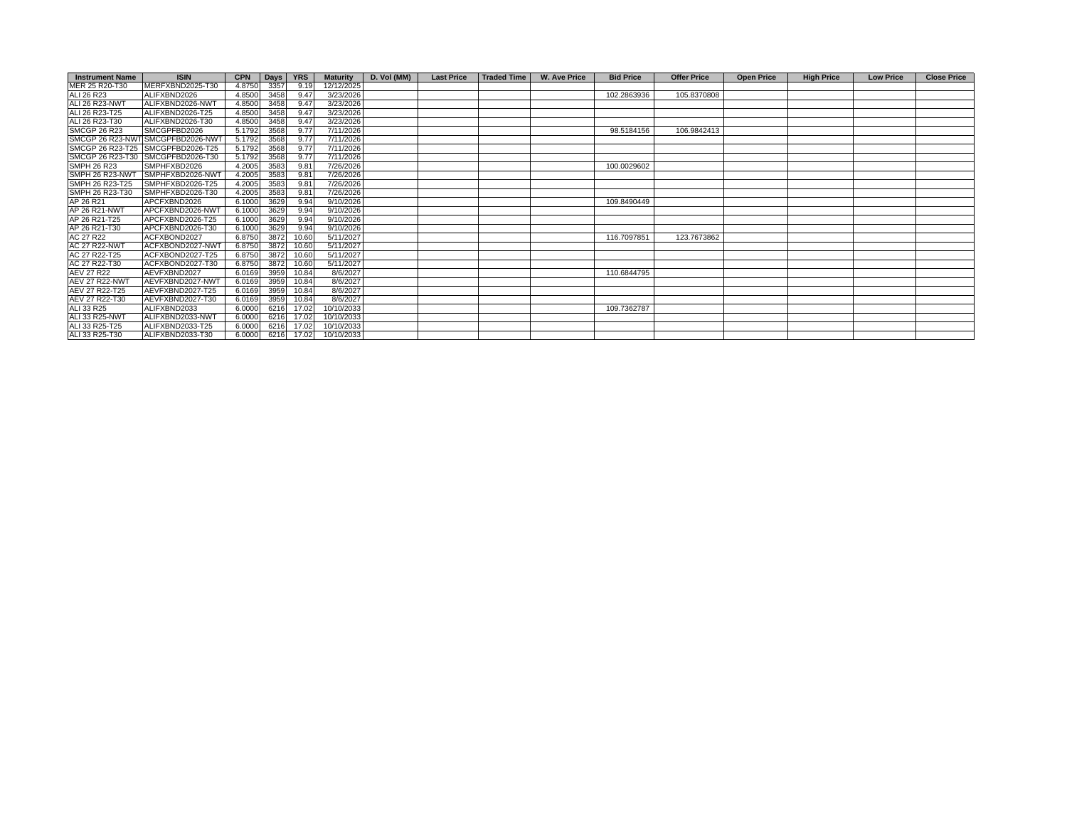| Instrument Name | ISIN | CPN | Days | YRS | Maturity | D. Vol (MM) | Last Price | Traded Time | W. Ave Price | Bid Price | Offer Price | Open Price | High Price | Low Price | Close Price |
|---|---|---|---|---|---|---|---|---|---|---|---|---|---|---|---|
| MER 25 R20-T30 | MERFXBND2025-T30 | 4.8750 | 3357 | 9.19 | 12/12/2025 | | | | | | | | | | |
| ALI 26 R23 | ALIFXBND2026 | 4.8500 | 3458 | 9.47 | 3/23/2026 | | | | | 102.2863936 | 105.8370808 | | | | |
| ALI 26 R23-NWT | ALIFXBND2026-NWT | 4.8500 | 3458 | 9.47 | 3/23/2026 | | | | | | | | | | |
| ALI 26 R23-T25 | ALIFXBND2026-T25 | 4.8500 | 3458 | 9.47 | 3/23/2026 | | | | | | | | | | |
| ALI 26 R23-T30 | ALIFXBND2026-T30 | 4.8500 | 3458 | 9.47 | 3/23/2026 | | | | | | | | | | |
| SMCGP 26 R23 | SMCGPFBD2026 | 5.1792 | 3568 | 9.77 | 7/11/2026 | | | | | 98.5184156 | 106.9842413 | | | | |
| SMCGP 26 R23-NWT | SMCGPFBD2026-NWT | 5.1792 | 3568 | 9.77 | 7/11/2026 | | | | | | | | | | |
| SMCGP 26 R23-T25 | SMCGPFBD2026-T25 | 5.1792 | 3568 | 9.77 | 7/11/2026 | | | | | | | | | | |
| SMCGP 26 R23-T30 | SMCGPFBD2026-T30 | 5.1792 | 3568 | 9.77 | 7/11/2026 | | | | | | | | | | |
| SMPH 26 R23 | SMPHFXBD2026 | 4.2005 | 3583 | 9.81 | 7/26/2026 | | | | | 100.0029602 | | | | | |
| SMPH 26 R23-NWT | SMPHFXBD2026-NWT | 4.2005 | 3583 | 9.81 | 7/26/2026 | | | | | | | | | | |
| SMPH 26 R23-T25 | SMPHFXBD2026-T25 | 4.2005 | 3583 | 9.81 | 7/26/2026 | | | | | | | | | | |
| SMPH 26 R23-T30 | SMPHFXBD2026-T30 | 4.2005 | 3583 | 9.81 | 7/26/2026 | | | | | | | | | | |
| AP 26 R21 | APCFXBND2026 | 6.1000 | 3629 | 9.94 | 9/10/2026 | | | | | 109.8490449 | | | | | |
| AP 26 R21-NWT | APCFXBND2026-NWT | 6.1000 | 3629 | 9.94 | 9/10/2026 | | | | | | | | | | |
| AP 26 R21-T25 | APCFXBND2026-T25 | 6.1000 | 3629 | 9.94 | 9/10/2026 | | | | | | | | | | |
| AP 26 R21-T30 | APCFXBND2026-T30 | 6.1000 | 3629 | 9.94 | 9/10/2026 | | | | | | | | | | |
| AC 27 R22 | ACFXBOND2027 | 6.8750 | 3872 | 10.60 | 5/11/2027 | | | | | 116.7097851 | 123.7673862 | | | | |
| AC 27 R22-NWT | ACFXBOND2027-NWT | 6.8750 | 3872 | 10.60 | 5/11/2027 | | | | | | | | | | |
| AC 27 R22-T25 | ACFXBOND2027-T25 | 6.8750 | 3872 | 10.60 | 5/11/2027 | | | | | | | | | | |
| AC 27 R22-T30 | ACFXBOND2027-T30 | 6.8750 | 3872 | 10.60 | 5/11/2027 | | | | | | | | | | |
| AEV 27 R22 | AEVFXBND2027 | 6.0169 | 3959 | 10.84 | 8/6/2027 | | | | | 110.6844795 | | | | | |
| AEV 27 R22-NWT | AEVFXBND2027-NWT | 6.0169 | 3959 | 10.84 | 8/6/2027 | | | | | | | | | | |
| AEV 27 R22-T25 | AEVFXBND2027-T25 | 6.0169 | 3959 | 10.84 | 8/6/2027 | | | | | | | | | | |
| AEV 27 R22-T30 | AEVFXBND2027-T30 | 6.0169 | 3959 | 10.84 | 8/6/2027 | | | | | | | | | | |
| ALI 33 R25 | ALIFXBND2033 | 6.0000 | 6216 | 17.02 | 10/10/2033 | | | | | 109.7362787 | | | | | |
| ALI 33 R25-NWT | ALIFXBND2033-NWT | 6.0000 | 6216 | 17.02 | 10/10/2033 | | | | | | | | | | |
| ALI 33 R25-T25 | ALIFXBND2033-T25 | 6.0000 | 6216 | 17.02 | 10/10/2033 | | | | | | | | | | |
| ALI 33 R25-T30 | ALIFXBND2033-T30 | 6.0000 | 6216 | 17.02 | 10/10/2033 | | | | | | | | | | |